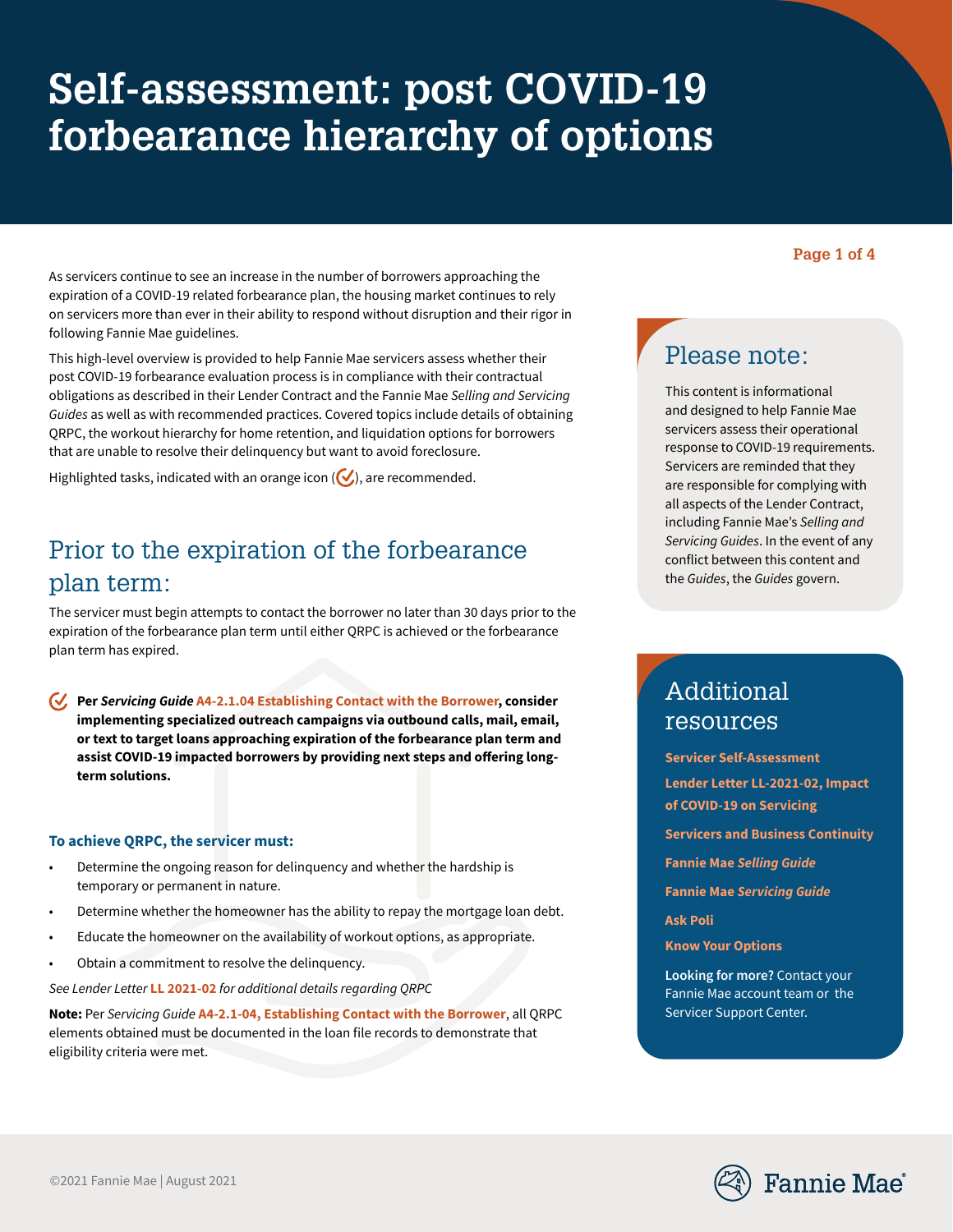# Self-assessment: post COVID-19 forbearance hierarchy of options

As servicers continue to see an increase in the number of borrowers approaching the expiration of a COVID-19 related forbearance plan, the housing market continues to rely on servicers more than ever in their ability to respond without disruption and their rigor in following Fannie Mae guidelines.

This high-level overview is provided to help Fannie Mae servicers assess whether their post COVID-19 forbearance evaluation process is in compliance with their contractual obligations as described in their Lender Contract and the Fannie Mae *Selling and Servicing Guides* as well as with recommended practices. Covered topics include details of obtaining QRPC, the workout hierarchy for home retention, and liquidation options for borrowers that are unable to resolve their delinquency but want to avoid foreclosure.

Highlighted tasks, indicated with an orange icon (✓), are recommended.

## Prior to the expiration of the forbearance plan term:

The servicer must begin attempts to contact the borrower no later than 30 days prior to the expiration of the forbearance plan term until either QRPC is achieved or the forbearance plan term has expired.

✓ **Per *Servicing Guide* A4-2.1.04 Establishing Contact with the Borrower, consider implementing specialized outreach campaigns via outbound calls, mail, email, or text to target loans approaching expiration of the forbearance plan term and assist COVID-19 impacted borrowers by providing next steps and offering long-term solutions.**

### To achieve QRPC, the servicer must:

- Determine the ongoing reason for delinquency and whether the hardship is temporary or permanent in nature.
- Determine whether the homeowner has the ability to repay the mortgage loan debt.
- Educate the homeowner on the availability of workout options, as appropriate.
- Obtain a commitment to resolve the delinquency.

*See Lender Letter **LL 2021-02** for additional details regarding QRPC*

**Note:** Per *Servicing Guide* **A4-2.1-04, Establishing Contact with the Borrower**, all QRPC elements obtained must be documented in the loan file records to demonstrate that eligibility criteria were met.

## Please note:

This content is informational and designed to help Fannie Mae servicers assess their operational response to COVID-19 requirements. Servicers are reminded that they are responsible for complying with all aspects of the Lender Contract, including Fannie Mae's *Selling and Servicing Guides*. In the event of any conflict between this content and the *Guides*, the *Guides* govern.

## Additional resources

- **Servicer Self-Assessment**
- **Lender Letter LL-2021-02, Impact of COVID-19 on Servicing**
- **Servicers and Business Continuity**
- **Fannie Mae *Selling Guide***
- **Fannie Mae *Servicing Guide***
- **Ask Poli**
- **Know Your Options**

**Looking for more?** Contact your Fannie Mae account team or the Servicer Support Center.

©2021 Fannie Mae | August 2021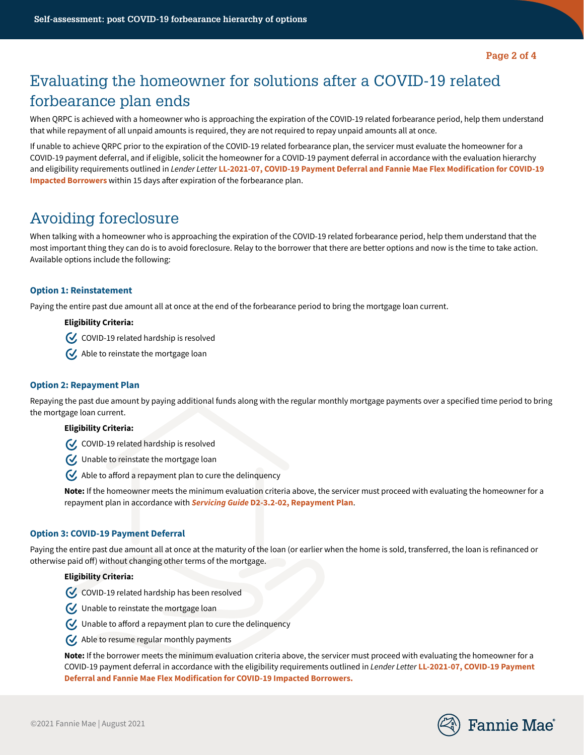# Evaluating the homeowner for solutions after a COVID-19 related forbearance plan ends

When QRPC is achieved with a homeowner who is approaching the expiration of the COVID-19 related forbearance period, help them understand that while repayment of all unpaid amounts is required, they are not required to repay unpaid amounts all at once.

If unable to achieve QRPC prior to the expiration of the COVID-19 related forbearance plan, the servicer must evaluate the homeowner for a COVID-19 payment deferral, and if eligible, solicit the homeowner for a COVID-19 payment deferral in accordance with the evaluation hierarchy and eligibility requirements outlined in *Lender Letter* **LL-2021-07, COVID-19 Payment Deferral and Fannie Mae Flex Modification for COVID-19 Impacted Borrowers** within 15 days after expiration of the forbearance plan.

# Avoiding foreclosure

When talking with a homeowner who is approaching the expiration of the COVID-19 related forbearance period, help them understand that the most important thing they can do is to avoid foreclosure. Relay to the borrower that there are better options and now is the time to take action. Available options include the following:

### Option 1: Reinstatement

Paying the entire past due amount all at once at the end of the forbearance period to bring the mortgage loan current.

**Eligibility Criteria:**

- COVID-19 related hardship is resolved
- Able to reinstate the mortgage loan

### Option 2: Repayment Plan

Repaying the past due amount by paying additional funds along with the regular monthly mortgage payments over a specified time period to bring the mortgage loan current.

**Eligibility Criteria:**

- COVID-19 related hardship is resolved
- Unable to reinstate the mortgage loan
- Able to afford a repayment plan to cure the delinquency

**Note:** If the homeowner meets the minimum evaluation criteria above, the servicer must proceed with evaluating the homeowner for a repayment plan in accordance with ***Servicing Guide*** **D2-3.2-02, Repayment Plan**.

### Option 3: COVID-19 Payment Deferral

Paying the entire past due amount all at once at the maturity of the loan (or earlier when the home is sold, transferred, the loan is refinanced or otherwise paid off) without changing other terms of the mortgage.

**Eligibility Criteria:**

- COVID-19 related hardship has been resolved
- Unable to reinstate the mortgage loan
- Unable to afford a repayment plan to cure the delinquency
- Able to resume regular monthly payments

**Note:** If the borrower meets the minimum evaluation criteria above, the servicer must proceed with evaluating the homeowner for a COVID-19 payment deferral in accordance with the eligibility requirements outlined in *Lender Letter* **LL-2021-07, COVID-19 Payment Deferral and Fannie Mae Flex Modification for COVID-19 Impacted Borrowers.**

©2021 Fannie Mae | August 2021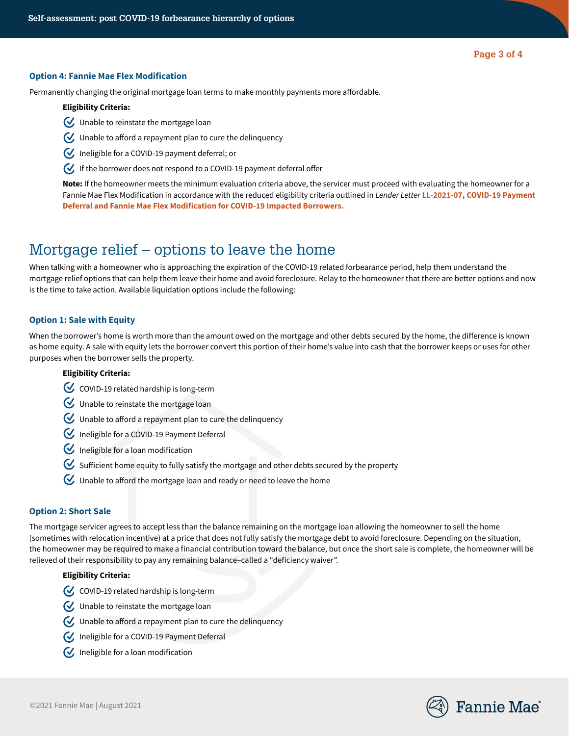### Option 4: Fannie Mae Flex Modification

Permanently changing the original mortgage loan terms to make monthly payments more affordable.

**Eligibility Criteria:**

- Unable to reinstate the mortgage loan
- Unable to afford a repayment plan to cure the delinquency
- Ineligible for a COVID-19 payment deferral; or
- If the borrower does not respond to a COVID-19 payment deferral offer

**Note:** If the homeowner meets the minimum evaluation criteria above, the servicer must proceed with evaluating the homeowner for a Fannie Mae Flex Modification in accordance with the reduced eligibility criteria outlined in *Lender Letter* **LL-2021-07, COVID-19 Payment Deferral and Fannie Mae Flex Modification for COVID-19 Impacted Borrowers.**

## Mortgage relief – options to leave the home

When talking with a homeowner who is approaching the expiration of the COVID-19 related forbearance period, help them understand the mortgage relief options that can help them leave their home and avoid foreclosure. Relay to the homeowner that there are better options and now is the time to take action. Available liquidation options include the following:

### Option 1: Sale with Equity

When the borrower's home is worth more than the amount owed on the mortgage and other debts secured by the home, the difference is known as home equity. A sale with equity lets the borrower convert this portion of their home's value into cash that the borrower keeps or uses for other purposes when the borrower sells the property.

**Eligibility Criteria:**

- COVID-19 related hardship is long-term
- Unable to reinstate the mortgage loan
- Unable to afford a repayment plan to cure the delinquency
- Ineligible for a COVID-19 Payment Deferral
- Ineligible for a loan modification
- Sufficient home equity to fully satisfy the mortgage and other debts secured by the property
- Unable to afford the mortgage loan and ready or need to leave the home

### Option 2: Short Sale

The mortgage servicer agrees to accept less than the balance remaining on the mortgage loan allowing the homeowner to sell the home (sometimes with relocation incentive) at a price that does not fully satisfy the mortgage debt to avoid foreclosure. Depending on the situation, the homeowner may be required to make a financial contribution toward the balance, but once the short sale is complete, the homeowner will be relieved of their responsibility to pay any remaining balance–called a "deficiency waiver".

**Eligibility Criteria:**

- COVID-19 related hardship is long-term
- Unable to reinstate the mortgage loan
- Unable to afford a repayment plan to cure the delinquency
- Ineligible for a COVID-19 Payment Deferral
- Ineligible for a loan modification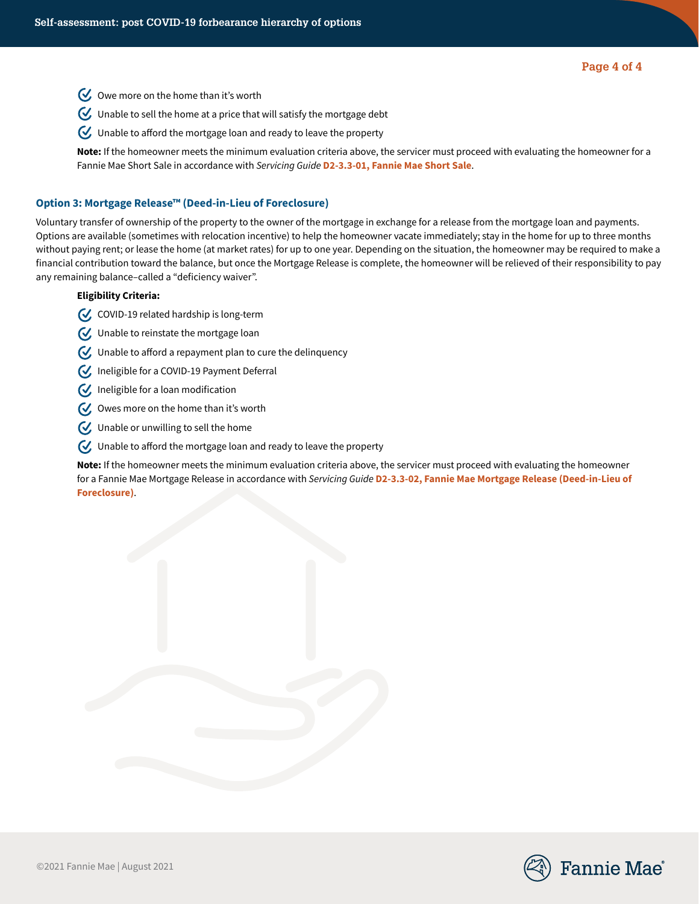- Owe more on the home than it's worth
- Unable to sell the home at a price that will satisfy the mortgage debt
- Unable to afford the mortgage loan and ready to leave the property

**Note:** If the homeowner meets the minimum evaluation criteria above, the servicer must proceed with evaluating the homeowner for a Fannie Mae Short Sale in accordance with *Servicing Guide* **D2-3.3-01, Fannie Mae Short Sale**.

### Option 3: Mortgage Release™ (Deed-in-Lieu of Foreclosure)

Voluntary transfer of ownership of the property to the owner of the mortgage in exchange for a release from the mortgage loan and payments. Options are available (sometimes with relocation incentive) to help the homeowner vacate immediately; stay in the home for up to three months without paying rent; or lease the home (at market rates) for up to one year. Depending on the situation, the homeowner may be required to make a financial contribution toward the balance, but once the Mortgage Release is complete, the homeowner will be relieved of their responsibility to pay any remaining balance–called a "deficiency waiver".

**Eligibility Criteria:**

- COVID-19 related hardship is long-term
- Unable to reinstate the mortgage loan
- Unable to afford a repayment plan to cure the delinquency
- Ineligible for a COVID-19 Payment Deferral
- Ineligible for a loan modification
- Owes more on the home than it's worth
- Unable or unwilling to sell the home
- Unable to afford the mortgage loan and ready to leave the property

**Note:** If the homeowner meets the minimum evaluation criteria above, the servicer must proceed with evaluating the homeowner for a Fannie Mae Mortgage Release in accordance with *Servicing Guide* **D2-3.3-02, Fannie Mae Mortgage Release (Deed-in-Lieu of Foreclosure)**.

©2021 Fannie Mae | August 2021